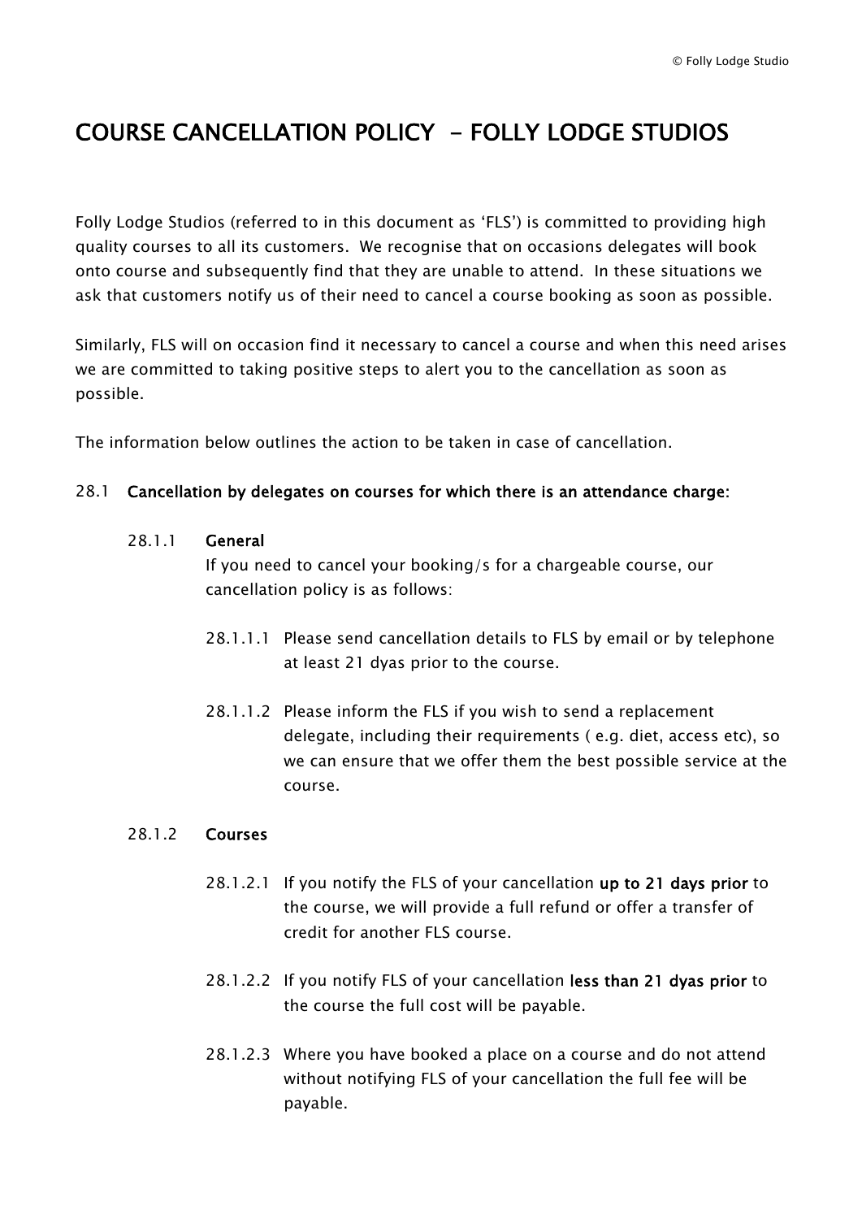# COURSE CANCELLATION POLICY - FOLLY LODGE STUDIOS

Folly Lodge Studios (referred to in this document as 'FLS') is committed to providing high quality courses to all its customers. We recognise that on occasions delegates will book onto course and subsequently find that they are unable to attend. In these situations we ask that customers notify us of their need to cancel a course booking as soon as possible.

Similarly, FLS will on occasion find it necessary to cancel a course and when this need arises we are committed to taking positive steps to alert you to the cancellation as soon as possible.

The information below outlines the action to be taken in case of cancellation.

28.1 **Cancellation by delegates on courses for which there is an attendance charge:**

28.1.1 **General**

If you need to cancel your booking/s for a chargeable course, our cancellation policy is as follows:

28.1.1.1 Please send cancellation details to FLS by email or by telephone at least 21 dyas prior to the course.

28.1.1.2 Please inform the FLS if you wish to send a replacement delegate, including their requirements ( e.g. diet, access etc), so we can ensure that we offer them the best possible service at the course.

28.1.2 **Courses**

28.1.2.1 If you notify the FLS of your cancellation **up to 21 days prior** to the course, we will provide a full refund or offer a transfer of credit for another FLS course.

28.1.2.2 If you notify FLS of your cancellation **less than 21 dyas prior** to the course the full cost will be payable.

28.1.2.3 Where you have booked a place on a course and do not attend without notifying FLS of your cancellation the full fee will be payable.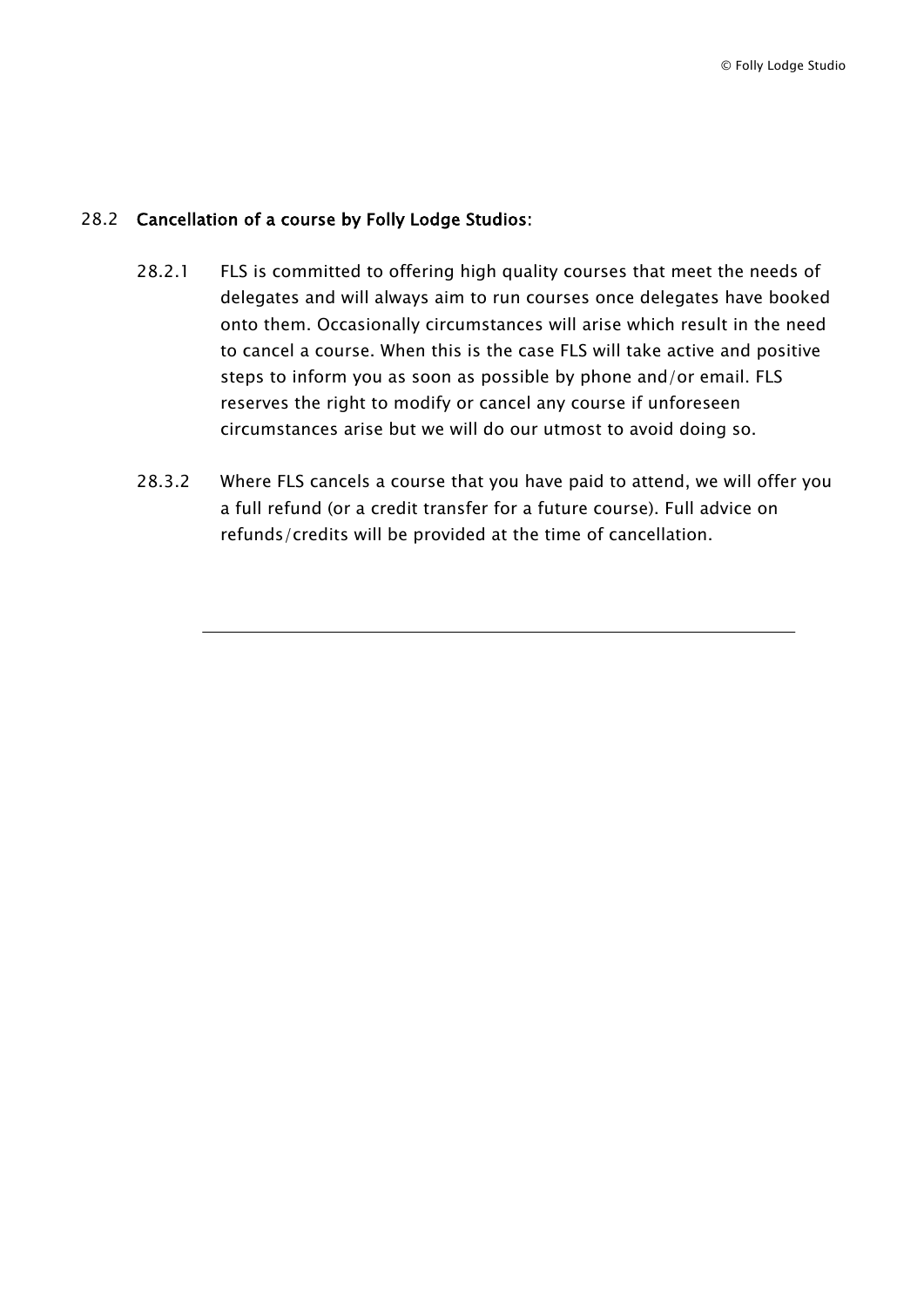28.2 **Cancellation of a course by Folly Lodge Studios:**

28.2.1 FLS is committed to offering high quality courses that meet the needs of delegates and will always aim to run courses once delegates have booked onto them. Occasionally circumstances will arise which result in the need to cancel a course. When this is the case FLS will take active and positive steps to inform you as soon as possible by phone and/or email. FLS reserves the right to modify or cancel any course if unforeseen circumstances arise but we will do our utmost to avoid doing so.

28.3.2 Where FLS cancels a course that you have paid to attend, we will offer you a full refund (or a credit transfer for a future course). Full advice on refunds/credits will be provided at the time of cancellation.

---